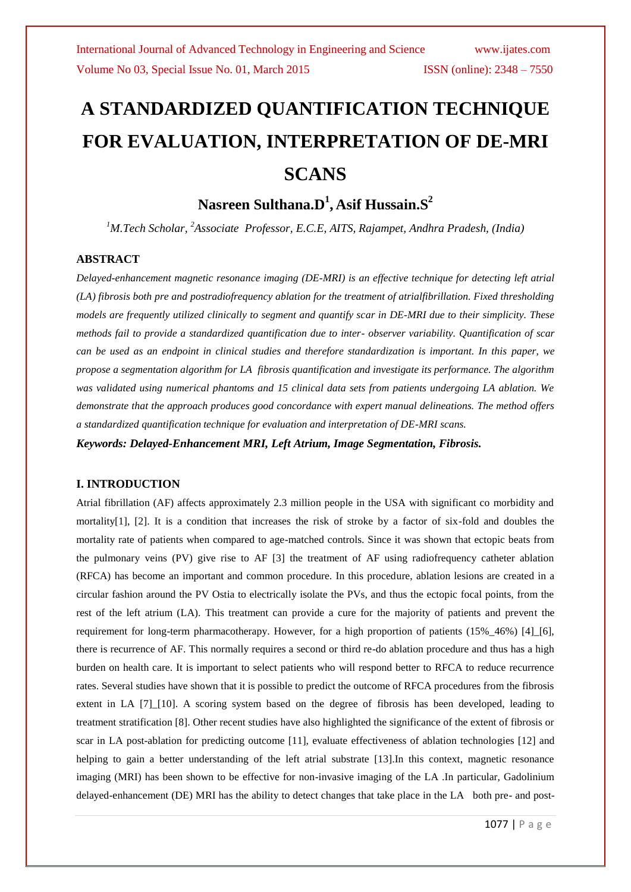# A STANDARDIZED QUANTIFICATION TECHNIQUE FOR EVALUATION, INTERPRETATION OF DE-MRI SCANS

**Nasreen Sulthana.D[1], Asif Hussain.S[2]**

*[1]M.Tech Scholar, [2]Associate Professor, E.C.E, AITS, Rajampet, Andhra Pradesh, (India)*

## ABSTRACT

*Delayed-enhancement magnetic resonance imaging (DE-MRI) is an effective technique for detecting left atrial (LA) fibrosis both pre and postradiofrequency ablation for the treatment of atrialfibrillation. Fixed thresholding models are frequently utilized clinically to segment and quantify scar in DE-MRI due to their simplicity. These methods fail to provide a standardized quantification due to inter- observer variability. Quantification of scar can be used as an endpoint in clinical studies and therefore standardization is important. In this paper, we propose a segmentation algorithm for LA fibrosis quantification and investigate its performance. The algorithm was validated using numerical phantoms and 15 clinical data sets from patients undergoing LA ablation. We demonstrate that the approach produces good concordance with expert manual delineations. The method offers a standardized quantification technique for evaluation and interpretation of DE-MRI scans.*

***Keywords: Delayed-Enhancement MRI, Left Atrium, Image Segmentation, Fibrosis.***

## I. INTRODUCTION

Atrial fibrillation (AF) affects approximately 2.3 million people in the USA with significant co morbidity and mortality[1], [2]. It is a condition that increases the risk of stroke by a factor of six-fold and doubles the mortality rate of patients when compared to age-matched controls. Since it was shown that ectopic beats from the pulmonary veins (PV) give rise to AF [3] the treatment of AF using radiofrequency catheter ablation (RFCA) has become an important and common procedure. In this procedure, ablation lesions are created in a circular fashion around the PV Ostia to electrically isolate the PVs, and thus the ectopic focal points, from the rest of the left atrium (LA). This treatment can provide a cure for the majority of patients and prevent the requirement for long-term pharmacotherapy. However, for a high proportion of patients (15%_46%) [4]_[6], there is recurrence of AF. This normally requires a second or third re-do ablation procedure and thus has a high burden on health care. It is important to select patients who will respond better to RFCA to reduce recurrence rates. Several studies have shown that it is possible to predict the outcome of RFCA procedures from the fibrosis extent in LA [7]_[10]. A scoring system based on the degree of fibrosis has been developed, leading to treatment stratification [8]. Other recent studies have also highlighted the significance of the extent of fibrosis or scar in LA post-ablation for predicting outcome [11], evaluate effectiveness of ablation technologies [12] and helping to gain a better understanding of the left atrial substrate [13].In this context, magnetic resonance imaging (MRI) has been shown to be effective for non-invasive imaging of the LA .In particular, Gadolinium delayed-enhancement (DE) MRI has the ability to detect changes that take place in the LA both pre- and post-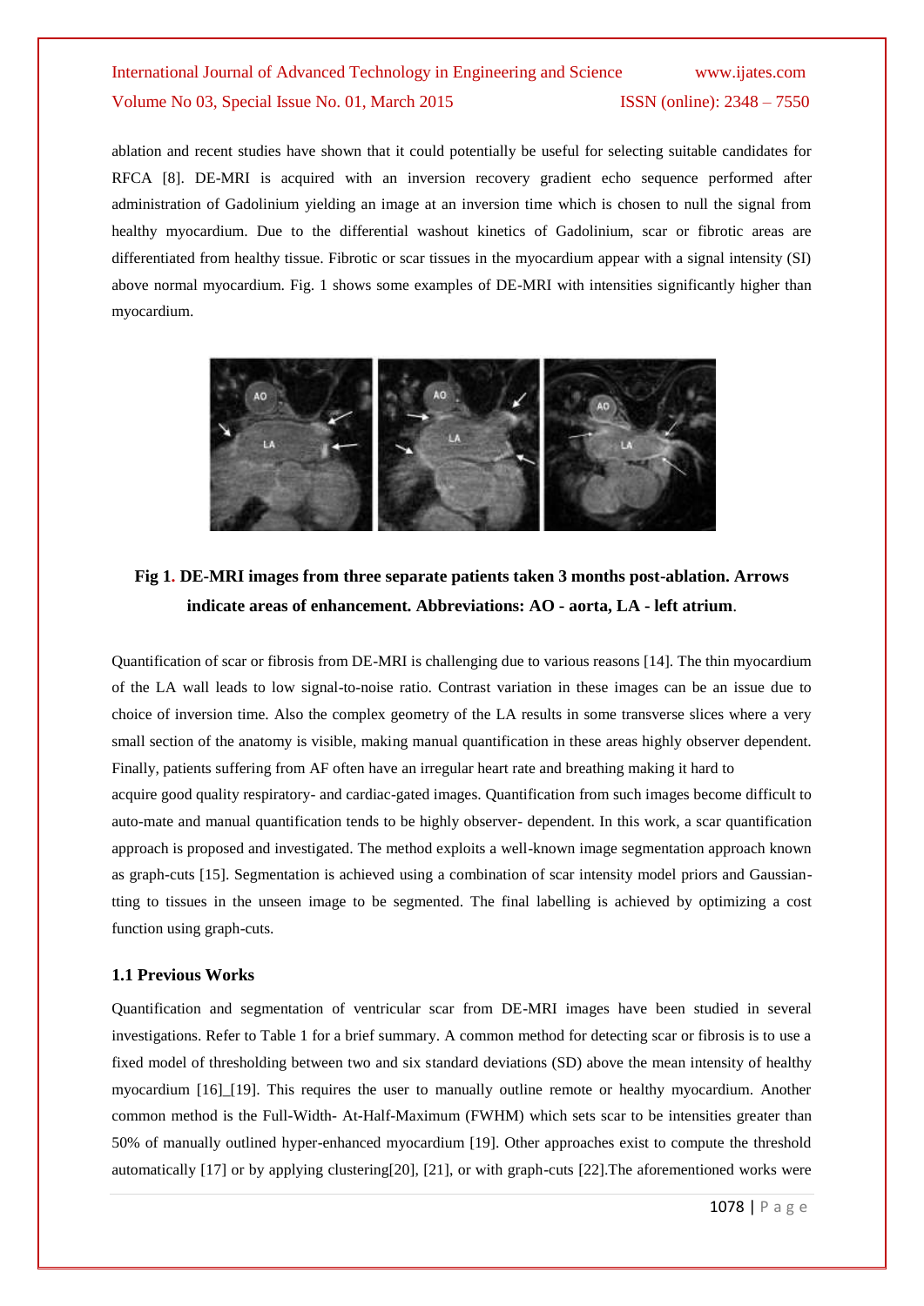ablation and recent studies have shown that it could potentially be useful for selecting suitable candidates for RFCA [8]. DE-MRI is acquired with an inversion recovery gradient echo sequence performed after administration of Gadolinium yielding an image at an inversion time which is chosen to null the signal from healthy myocardium. Due to the differential washout kinetics of Gadolinium, scar or fibrotic areas are differentiated from healthy tissue. Fibrotic or scar tissues in the myocardium appear with a signal intensity (SI) above normal myocardium. Fig. 1 shows some examples of DE-MRI with intensities significantly higher than myocardium.

**Fig 1. DE-MRI images from three separate patients taken 3 months post-ablation. Arrows indicate areas of enhancement. Abbreviations: AO - aorta, LA - left atrium.**

Quantification of scar or fibrosis from DE-MRI is challenging due to various reasons [14]. The thin myocardium of the LA wall leads to low signal-to-noise ratio. Contrast variation in these images can be an issue due to choice of inversion time. Also the complex geometry of the LA results in some transverse slices where a very small section of the anatomy is visible, making manual quantification in these areas highly observer dependent. Finally, patients suffering from AF often have an irregular heart rate and breathing making it hard to acquire good quality respiratory- and cardiac-gated images. Quantification from such images become difficult to auto-mate and manual quantification tends to be highly observer- dependent. In this work, a scar quantification approach is proposed and investigated. The method exploits a well-known image segmentation approach known as graph-cuts [15]. Segmentation is achieved using a combination of scar intensity model priors and Gaussian-tting to tissues in the unseen image to be segmented. The final labelling is achieved by optimizing a cost function using graph-cuts.

### 1.1 Previous Works

Quantification and segmentation of ventricular scar from DE-MRI images have been studied in several investigations. Refer to Table 1 for a brief summary. A common method for detecting scar or fibrosis is to use a fixed model of thresholding between two and six standard deviations (SD) above the mean intensity of healthy myocardium [16]_[19]. This requires the user to manually outline remote or healthy myocardium. Another common method is the Full-Width- At-Half-Maximum (FWHM) which sets scar to be intensities greater than 50% of manually outlined hyper-enhanced myocardium [19]. Other approaches exist to compute the threshold automatically [17] or by applying clustering[20], [21], or with graph-cuts [22].The aforementioned works were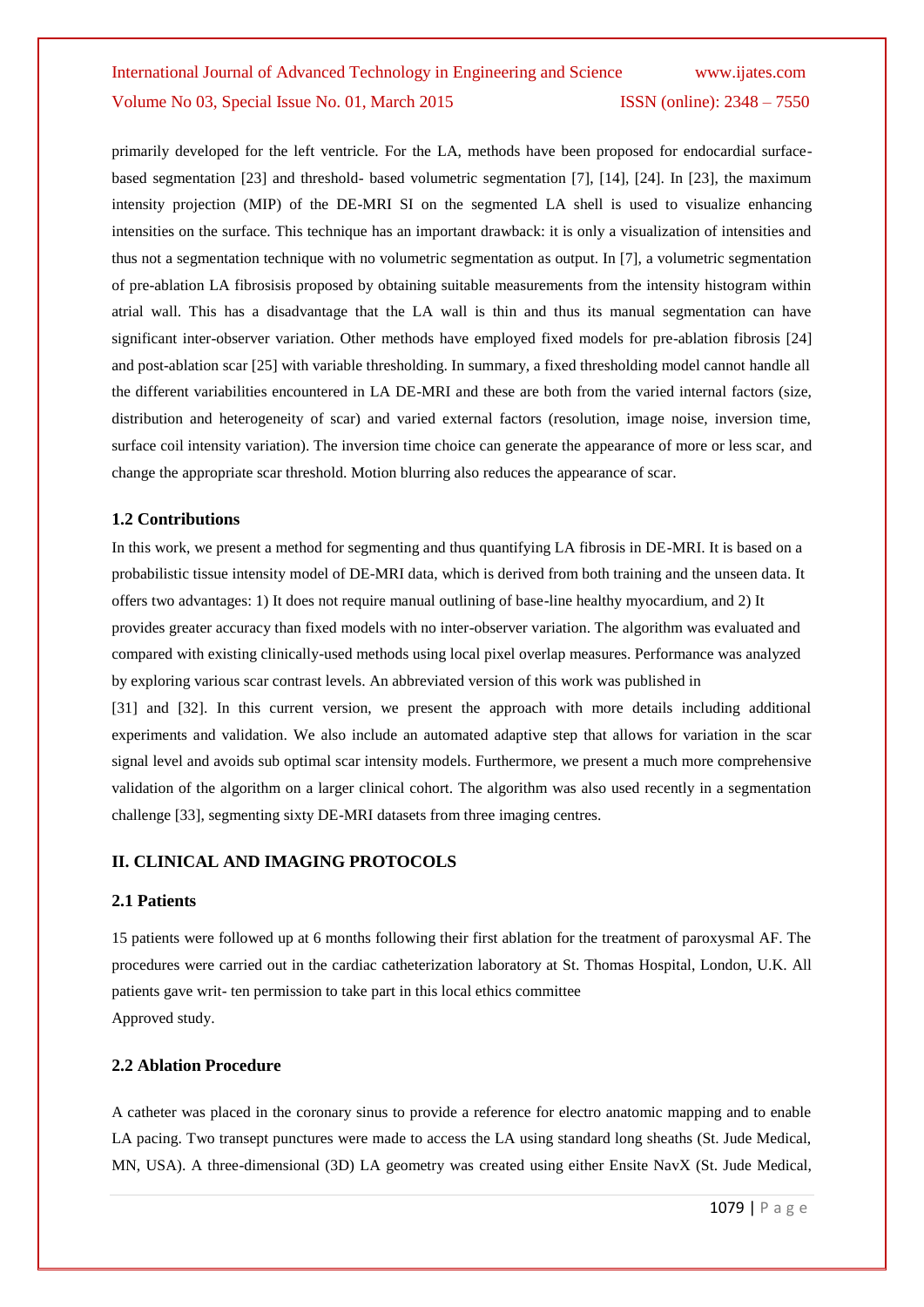primarily developed for the left ventricle. For the LA, methods have been proposed for endocardial surface-based segmentation [23] and threshold- based volumetric segmentation [7], [14], [24]. In [23], the maximum intensity projection (MIP) of the DE-MRI SI on the segmented LA shell is used to visualize enhancing intensities on the surface. This technique has an important drawback: it is only a visualization of intensities and thus not a segmentation technique with no volumetric segmentation as output. In [7], a volumetric segmentation of pre-ablation LA fibrosisis proposed by obtaining suitable measurements from the intensity histogram within atrial wall. This has a disadvantage that the LA wall is thin and thus its manual segmentation can have significant inter-observer variation. Other methods have employed fixed models for pre-ablation fibrosis [24] and post-ablation scar [25] with variable thresholding. In summary, a fixed thresholding model cannot handle all the different variabilities encountered in LA DE-MRI and these are both from the varied internal factors (size, distribution and heterogeneity of scar) and varied external factors (resolution, image noise, inversion time, surface coil intensity variation). The inversion time choice can generate the appearance of more or less scar, and change the appropriate scar threshold. Motion blurring also reduces the appearance of scar.

### 1.2 Contributions

In this work, we present a method for segmenting and thus quantifying LA fibrosis in DE-MRI. It is based on a probabilistic tissue intensity model of DE-MRI data, which is derived from both training and the unseen data. It offers two advantages: 1) It does not require manual outlining of base-line healthy myocardium, and 2) It provides greater accuracy than fixed models with no inter-observer variation. The algorithm was evaluated and compared with existing clinically-used methods using local pixel overlap measures. Performance was analyzed by exploring various scar contrast levels. An abbreviated version of this work was published in [31] and [32]. In this current version, we present the approach with more details including additional experiments and validation. We also include an automated adaptive step that allows for variation in the scar signal level and avoids sub optimal scar intensity models. Furthermore, we present a much more comprehensive validation of the algorithm on a larger clinical cohort. The algorithm was also used recently in a segmentation challenge [33], segmenting sixty DE-MRI datasets from three imaging centres.

## II. CLINICAL AND IMAGING PROTOCOLS

### 2.1 Patients

15 patients were followed up at 6 months following their first ablation for the treatment of paroxysmal AF. The procedures were carried out in the cardiac catheterization laboratory at St. Thomas Hospital, London, U.K. All patients gave writ- ten permission to take part in this local ethics committee Approved study.

### 2.2 Ablation Procedure

A catheter was placed in the coronary sinus to provide a reference for electro anatomic mapping and to enable LA pacing. Two transept punctures were made to access the LA using standard long sheaths (St. Jude Medical, MN, USA). A three-dimensional (3D) LA geometry was created using either Ensite NavX (St. Jude Medical,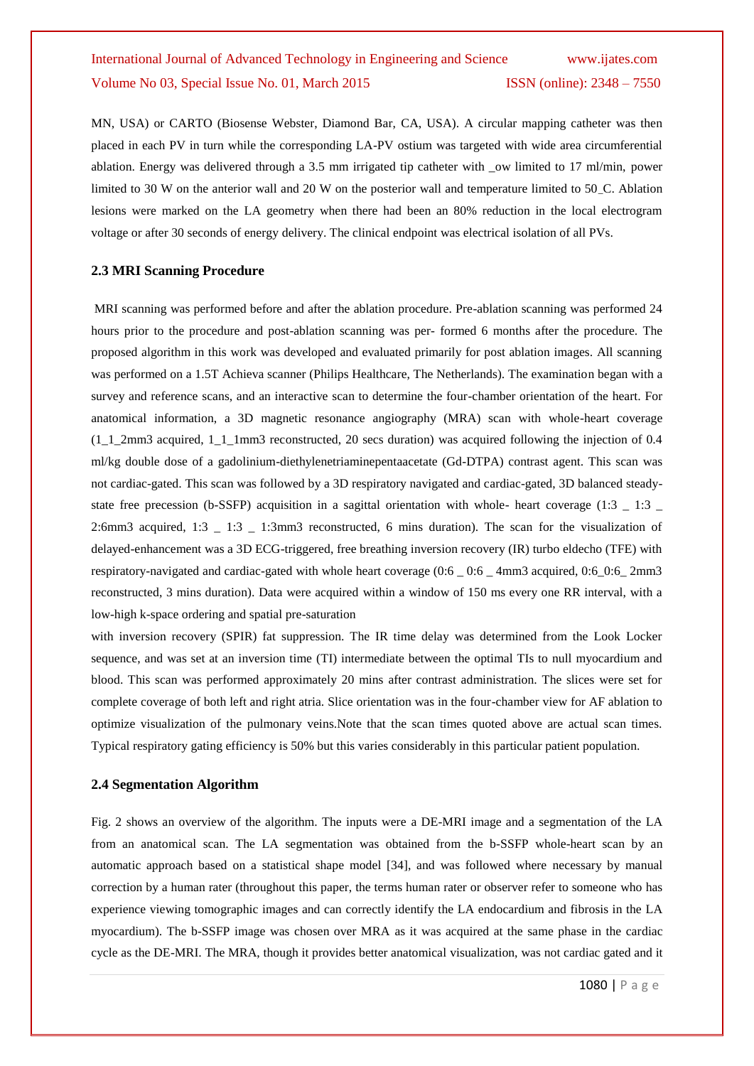MN, USA) or CARTO (Biosense Webster, Diamond Bar, CA, USA). A circular mapping catheter was then placed in each PV in turn while the corresponding LA-PV ostium was targeted with wide area circumferential ablation. Energy was delivered through a 3.5 mm irrigated tip catheter with _ow limited to 17 ml/min, power limited to 30 W on the anterior wall and 20 W on the posterior wall and temperature limited to 50_C. Ablation lesions were marked on the LA geometry when there had been an 80% reduction in the local electrogram voltage or after 30 seconds of energy delivery. The clinical endpoint was electrical isolation of all PVs.

### 2.3 MRI Scanning Procedure

MRI scanning was performed before and after the ablation procedure. Pre-ablation scanning was performed 24 hours prior to the procedure and post-ablation scanning was per- formed 6 months after the procedure. The proposed algorithm in this work was developed and evaluated primarily for post ablation images. All scanning was performed on a 1.5T Achieva scanner (Philips Healthcare, The Netherlands). The examination began with a survey and reference scans, and an interactive scan to determine the four-chamber orientation of the heart. For anatomical information, a 3D magnetic resonance angiography (MRA) scan with whole-heart coverage (1_1_2mm3 acquired, 1_1_1mm3 reconstructed, 20 secs duration) was acquired following the injection of 0.4 ml/kg double dose of a gadolinium-diethylenetriaminepentaacetate (Gd-DTPA) contrast agent. This scan was not cardiac-gated. This scan was followed by a 3D respiratory navigated and cardiac-gated, 3D balanced steady-state free precession (b-SSFP) acquisition in a sagittal orientation with whole- heart coverage (1:3 _ 1:3 _ 2:6mm3 acquired, 1:3 _ 1:3 _ 1:3mm3 reconstructed, 6 mins duration). The scan for the visualization of delayed-enhancement was a 3D ECG-triggered, free breathing inversion recovery (IR) turbo eldecho (TFE) with respiratory-navigated and cardiac-gated with whole heart coverage (0:6 _ 0:6 _ 4mm3 acquired, 0:6_0:6_ 2mm3 reconstructed, 3 mins duration). Data were acquired within a window of 150 ms every one RR interval, with a low-high k-space ordering and spatial pre-saturation

with inversion recovery (SPIR) fat suppression. The IR time delay was determined from the Look Locker sequence, and was set at an inversion time (TI) intermediate between the optimal TIs to null myocardium and blood. This scan was performed approximately 20 mins after contrast administration. The slices were set for complete coverage of both left and right atria. Slice orientation was in the four-chamber view for AF ablation to optimize visualization of the pulmonary veins.Note that the scan times quoted above are actual scan times. Typical respiratory gating efficiency is 50% but this varies considerably in this particular patient population.

### 2.4 Segmentation Algorithm

Fig. 2 shows an overview of the algorithm. The inputs were a DE-MRI image and a segmentation of the LA from an anatomical scan. The LA segmentation was obtained from the b-SSFP whole-heart scan by an automatic approach based on a statistical shape model [34], and was followed where necessary by manual correction by a human rater (throughout this paper, the terms human rater or observer refer to someone who has experience viewing tomographic images and can correctly identify the LA endocardium and fibrosis in the LA myocardium). The b-SSFP image was chosen over MRA as it was acquired at the same phase in the cardiac cycle as the DE-MRI. The MRA, though it provides better anatomical visualization, was not cardiac gated and it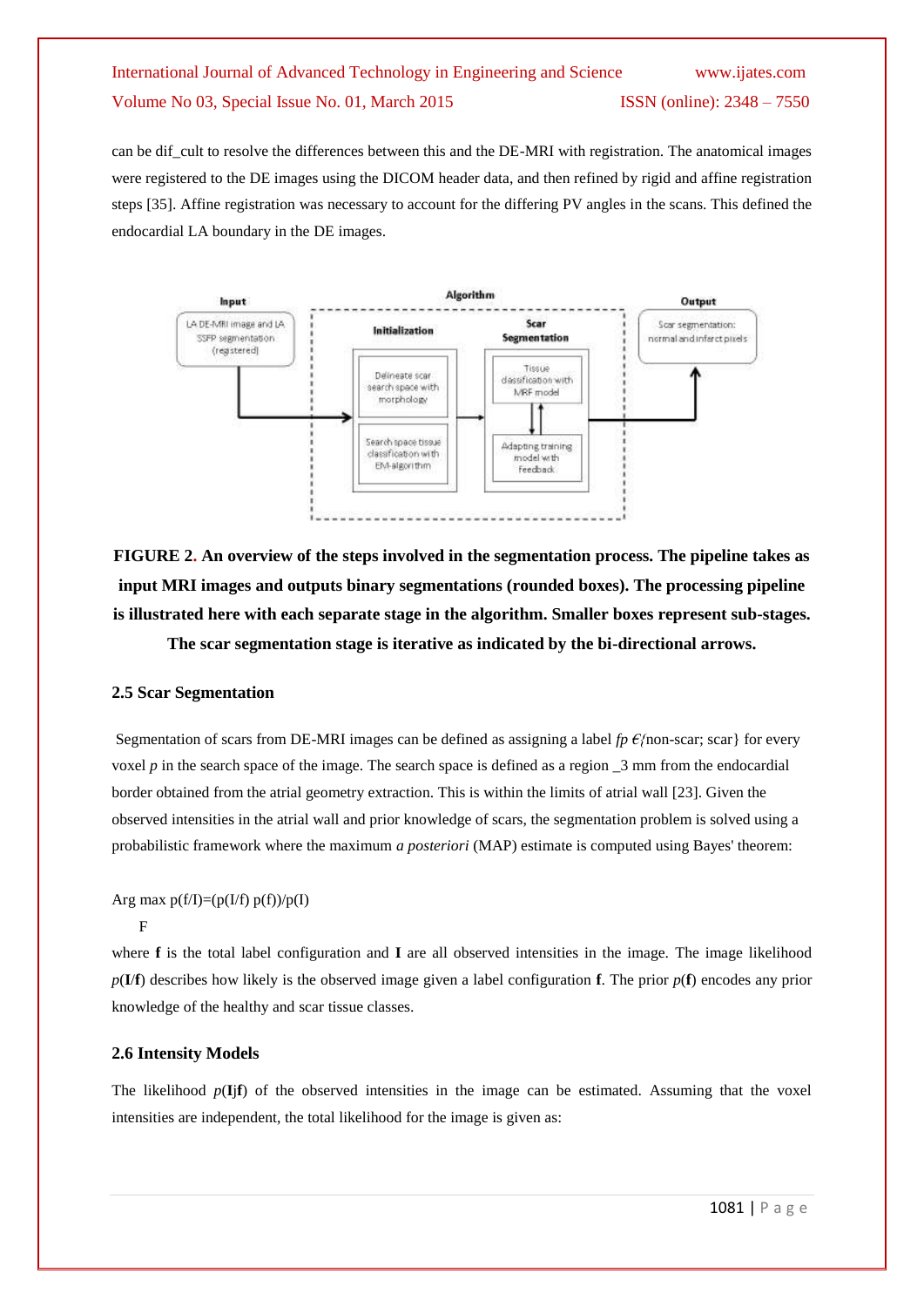can be dif_cult to resolve the differences between this and the DE-MRI with registration. The anatomical images were registered to the DE images using the DICOM header data, and then refined by rigid and affine registration steps [35]. Affine registration was necessary to account for the differing PV angles in the scans. This defined the endocardial LA boundary in the DE images.

**FIGURE 2. An overview of the steps involved in the segmentation process. The pipeline takes as input MRI images and outputs binary segmentations (rounded boxes). The processing pipeline is illustrated here with each separate stage in the algorithm. Smaller boxes represent sub-stages. The scar segmentation stage is iterative as indicated by the bi-directional arrows.**

### 2.5 Scar Segmentation

Segmentation of scars from DE-MRI images can be defined as assigning a label *fp* €{non-scar; scar} for every voxel *p* in the search space of the image. The search space is defined as a region _3 mm from the endocardial border obtained from the atrial geometry extraction. This is within the limits of atrial wall [23]. Given the observed intensities in the atrial wall and prior knowledge of scars, the segmentation problem is solved using a probabilistic framework where the maximum *a posteriori* (MAP) estimate is computed using Bayes' theorem:

$$\arg\max_{F} p(f/I)=(p(I/f)\ p(f))/p(I)$$

where **f** is the total label configuration and **I** are all observed intensities in the image. The image likelihood *p*(**I**/**f**) describes how likely is the observed image given a label configuration **f**. The prior *p*(**f**) encodes any prior knowledge of the healthy and scar tissue classes.

### 2.6 Intensity Models

The likelihood *p*(**I**j**f**) of the observed intensities in the image can be estimated. Assuming that the voxel intensities are independent, the total likelihood for the image is given as: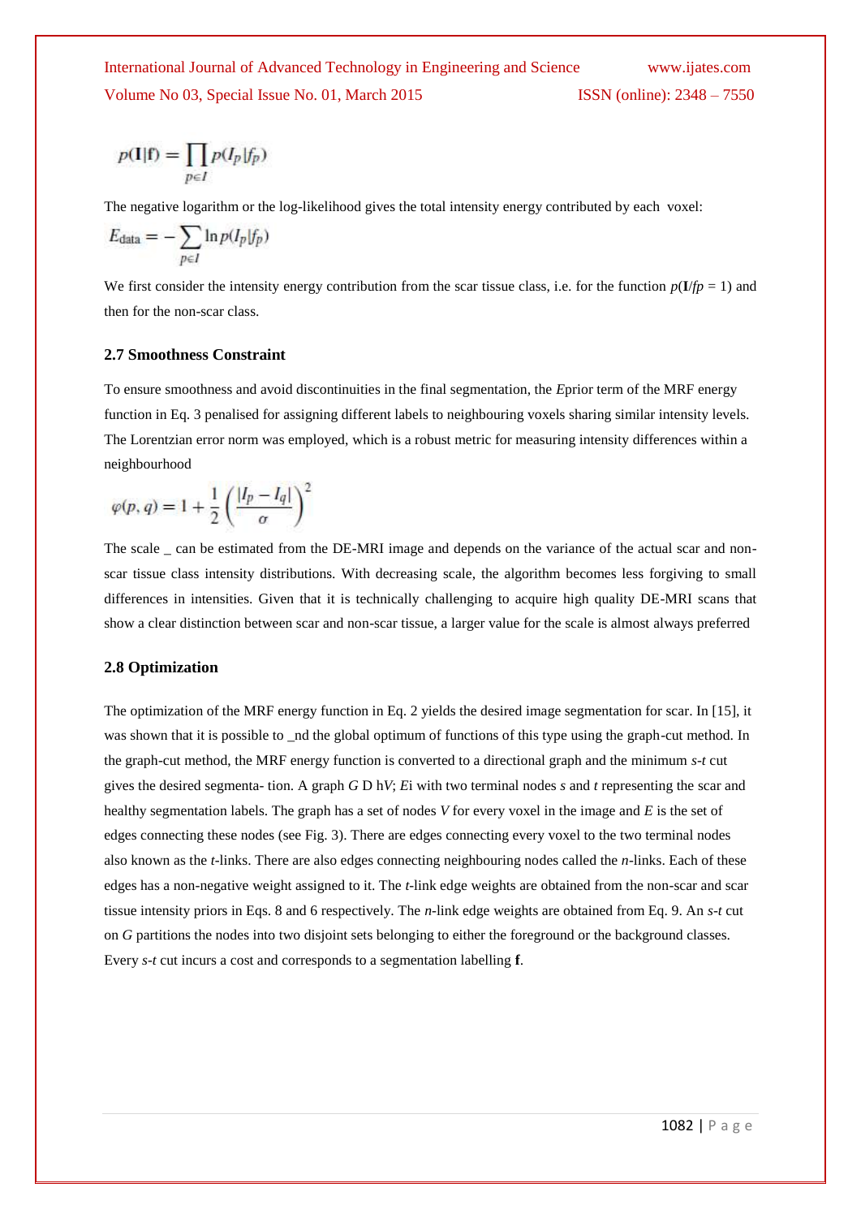$$p(\mathbf{I}|\mathbf{f}) = \prod_{p \in I} p(I_p|f_p)$$

The negative logarithm or the log-likelihood gives the total intensity energy contributed by each voxel:

$$E_{\text{data}} = -\sum_{p \in I} \ln p(I_p|f_p)$$

We first consider the intensity energy contribution from the scar tissue class, i.e. for the function $p(\mathbf{I}/fp = 1)$ and then for the non-scar class.

### 2.7 Smoothness Constraint

To ensure smoothness and avoid discontinuities in the final segmentation, the *E*prior term of the MRF energy function in Eq. 3 penalised for assigning different labels to neighbouring voxels sharing similar intensity levels. The Lorentzian error norm was employed, which is a robust metric for measuring intensity differences within a neighbourhood

$$\varphi(p, q) = 1 + \frac{1}{2}\left(\frac{|I_p - I_q|}{\sigma}\right)^2$$

The scale _ can be estimated from the DE-MRI image and depends on the variance of the actual scar and non-scar tissue class intensity distributions. With decreasing scale, the algorithm becomes less forgiving to small differences in intensities. Given that it is technically challenging to acquire high quality DE-MRI scans that show a clear distinction between scar and non-scar tissue, a larger value for the scale is almost always preferred

### 2.8 Optimization

The optimization of the MRF energy function in Eq. 2 yields the desired image segmentation for scar. In [15], it was shown that it is possible to _nd the global optimum of functions of this type using the graph-cut method. In the graph-cut method, the MRF energy function is converted to a directional graph and the minimum *s-t* cut gives the desired segmenta- tion. A graph *G* D h*V*; *E*i with two terminal nodes *s* and *t* representing the scar and healthy segmentation labels. The graph has a set of nodes *V* for every voxel in the image and *E* is the set of edges connecting these nodes (see Fig. 3). There are edges connecting every voxel to the two terminal nodes also known as the *t*-links. There are also edges connecting neighbouring nodes called the *n*-links. Each of these edges has a non-negative weight assigned to it. The *t*-link edge weights are obtained from the non-scar and scar tissue intensity priors in Eqs. 8 and 6 respectively. The *n*-link edge weights are obtained from Eq. 9. An *s-t* cut on *G* partitions the nodes into two disjoint sets belonging to either the foreground or the background classes. Every *s-t* cut incurs a cost and corresponds to a segmentation labelling **f**.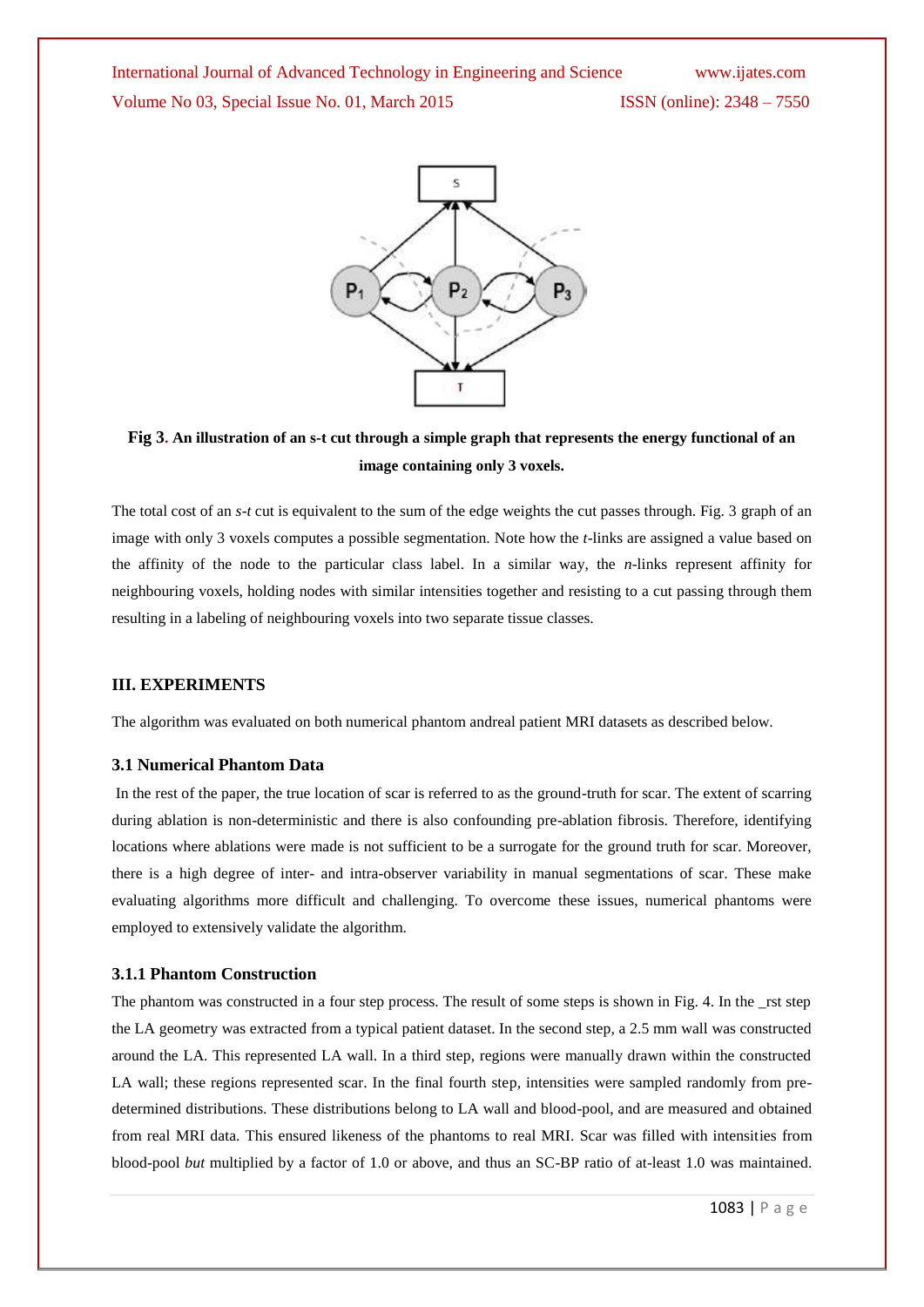**Fig 3. An illustration of an s-t cut through a simple graph that represents the energy functional of an image containing only 3 voxels.**

The total cost of an *s-t* cut is equivalent to the sum of the edge weights the cut passes through. Fig. 3 graph of an image with only 3 voxels computes a possible segmentation. Note how the *t*-links are assigned a value based on the affinity of the node to the particular class label. In a similar way, the *n*-links represent affinity for neighbouring voxels, holding nodes with similar intensities together and resisting to a cut passing through them resulting in a labeling of neighbouring voxels into two separate tissue classes.

## III. EXPERIMENTS

The algorithm was evaluated on both numerical phantom andreal patient MRI datasets as described below.

### 3.1 Numerical Phantom Data

In the rest of the paper, the true location of scar is referred to as the ground-truth for scar. The extent of scarring during ablation is non-deterministic and there is also confounding pre-ablation fibrosis. Therefore, identifying locations where ablations were made is not sufficient to be a surrogate for the ground truth for scar. Moreover, there is a high degree of inter- and intra-observer variability in manual segmentations of scar. These make evaluating algorithms more difficult and challenging. To overcome these issues, numerical phantoms were employed to extensively validate the algorithm.

### 3.1.1 Phantom Construction

The phantom was constructed in a four step process. The result of some steps is shown in Fig. 4. In the _rst step the LA geometry was extracted from a typical patient dataset. In the second step, a 2.5 mm wall was constructed around the LA. This represented LA wall. In a third step, regions were manually drawn within the constructed LA wall; these regions represented scar. In the final fourth step, intensities were sampled randomly from pre-determined distributions. These distributions belong to LA wall and blood-pool, and are measured and obtained from real MRI data. This ensured likeness of the phantoms to real MRI. Scar was filled with intensities from blood-pool *but* multiplied by a factor of 1.0 or above, and thus an SC-BP ratio of at-least 1.0 was maintained.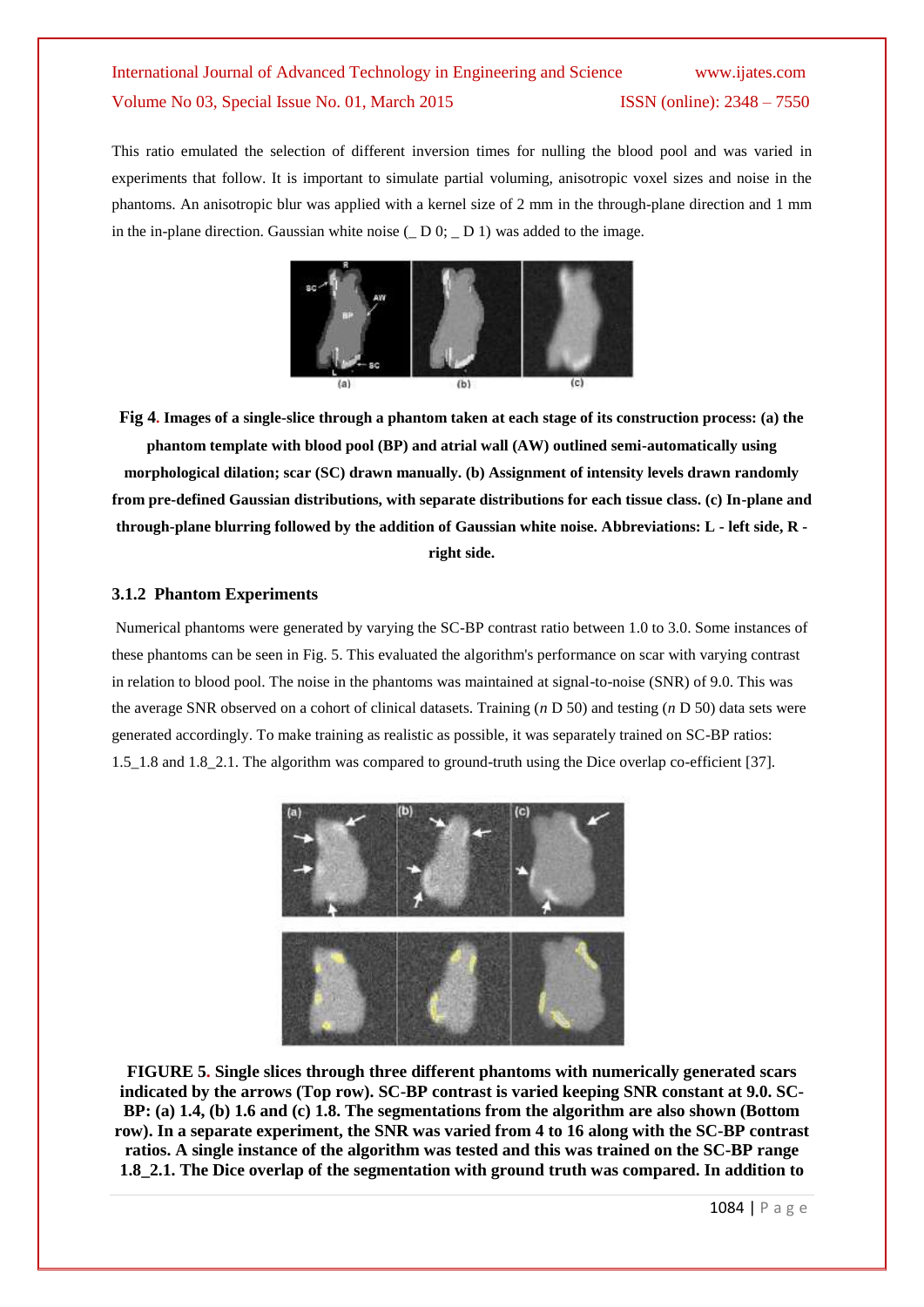This ratio emulated the selection of different inversion times for nulling the blood pool and was varied in experiments that follow. It is important to simulate partial voluming, anisotropic voxel sizes and noise in the phantoms. An anisotropic blur was applied with a kernel size of 2 mm in the through-plane direction and 1 mm in the in-plane direction. Gaussian white noise (_ D 0; _ D 1) was added to the image.

**Fig 4. Images of a single-slice through a phantom taken at each stage of its construction process: (a) the phantom template with blood pool (BP) and atrial wall (AW) outlined semi-automatically using morphological dilation; scar (SC) drawn manually. (b) Assignment of intensity levels drawn randomly from pre-defined Gaussian distributions, with separate distributions for each tissue class. (c) In-plane and through-plane blurring followed by the addition of Gaussian white noise. Abbreviations: L - left side, R - right side.**

### 3.1.2 Phantom Experiments

Numerical phantoms were generated by varying the SC-BP contrast ratio between 1.0 to 3.0. Some instances of these phantoms can be seen in Fig. 5. This evaluated the algorithm's performance on scar with varying contrast in relation to blood pool. The noise in the phantoms was maintained at signal-to-noise (SNR) of 9.0. This was the average SNR observed on a cohort of clinical datasets. Training (*n* D 50) and testing (*n* D 50) data sets were generated accordingly. To make training as realistic as possible, it was separately trained on SC-BP ratios: 1.5_1.8 and 1.8_2.1. The algorithm was compared to ground-truth using the Dice overlap co-efficient [37].

**FIGURE 5. Single slices through three different phantoms with numerically generated scars indicated by the arrows (Top row). SC-BP contrast is varied keeping SNR constant at 9.0. SC-BP: (a) 1.4, (b) 1.6 and (c) 1.8. The segmentations from the algorithm are also shown (Bottom row). In a separate experiment, the SNR was varied from 4 to 16 along with the SC-BP contrast ratios. A single instance of the algorithm was tested and this was trained on the SC-BP range 1.8_2.1. The Dice overlap of the segmentation with ground truth was compared. In addition to**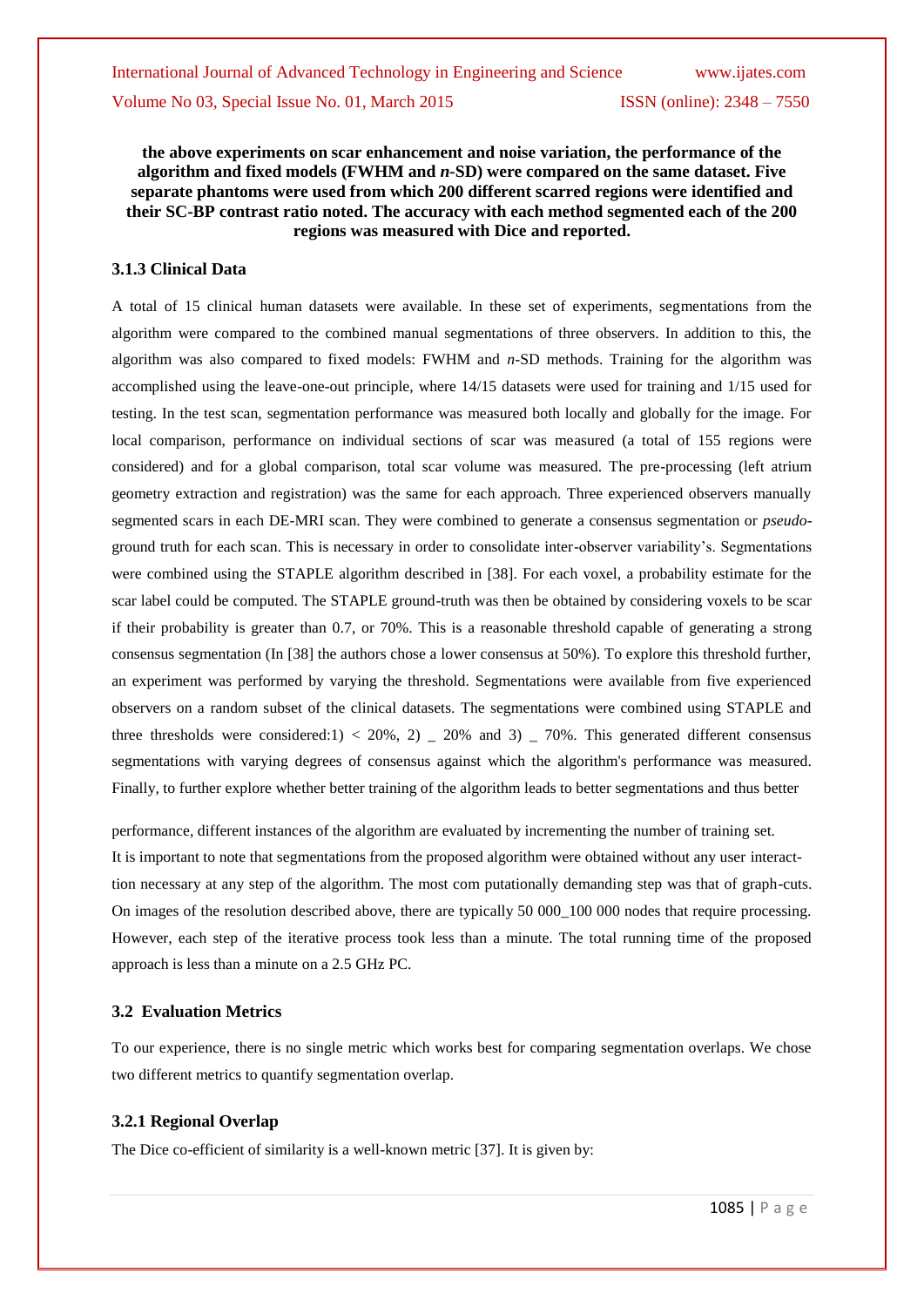**the above experiments on scar enhancement and noise variation, the performance of the algorithm and fixed models (FWHM and *n*-SD) were compared on the same dataset. Five separate phantoms were used from which 200 different scarred regions were identified and their SC-BP contrast ratio noted. The accuracy with each method segmented each of the 200 regions was measured with Dice and reported.**

### 3.1.3 Clinical Data

A total of 15 clinical human datasets were available. In these set of experiments, segmentations from the algorithm were compared to the combined manual segmentations of three observers. In addition to this, the algorithm was also compared to fixed models: FWHM and *n*-SD methods. Training for the algorithm was accomplished using the leave-one-out principle, where 14/15 datasets were used for training and 1/15 used for testing. In the test scan, segmentation performance was measured both locally and globally for the image. For local comparison, performance on individual sections of scar was measured (a total of 155 regions were considered) and for a global comparison, total scar volume was measured. The pre-processing (left atrium geometry extraction and registration) was the same for each approach. Three experienced observers manually segmented scars in each DE-MRI scan. They were combined to generate a consensus segmentation or *pseudo*-ground truth for each scan. This is necessary in order to consolidate inter-observer variability's. Segmentations were combined using the STAPLE algorithm described in [38]. For each voxel, a probability estimate for the scar label could be computed. The STAPLE ground-truth was then be obtained by considering voxels to be scar if their probability is greater than 0.7, or 70%. This is a reasonable threshold capable of generating a strong consensus segmentation (In [38] the authors chose a lower consensus at 50%). To explore this threshold further, an experiment was performed by varying the threshold. Segmentations were available from five experienced observers on a random subset of the clinical datasets. The segmentations were combined using STAPLE and three thresholds were considered:1) < 20%, 2) _ 20% and 3) _ 70%. This generated different consensus segmentations with varying degrees of consensus against which the algorithm's performance was measured. Finally, to further explore whether better training of the algorithm leads to better segmentations and thus better performance, different instances of the algorithm are evaluated by incrementing the number of training set.

It is important to note that segmentations from the proposed algorithm were obtained without any user interact-tion necessary at any step of the algorithm. The most com putationally demanding step was that of graph-cuts. On images of the resolution described above, there are typically 50 000_100 000 nodes that require processing. However, each step of the iterative process took less than a minute. The total running time of the proposed approach is less than a minute on a 2.5 GHz PC.

### 3.2 Evaluation Metrics

To our experience, there is no single metric which works best for comparing segmentation overlaps. We chose two different metrics to quantify segmentation overlap.

### 3.2.1 Regional Overlap

The Dice co-efficient of similarity is a well-known metric [37]. It is given by: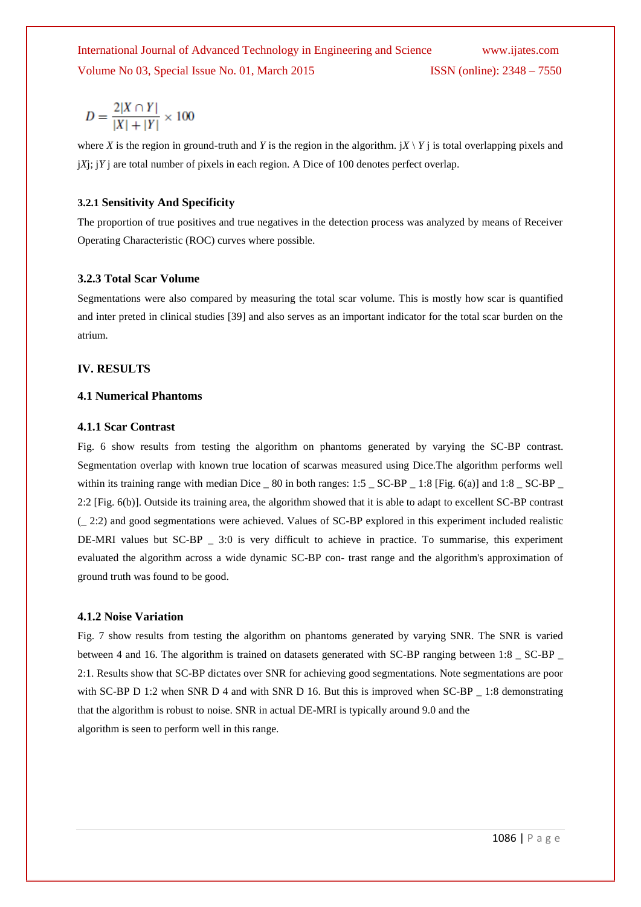$$D = \frac{2|X \cap Y|}{|X| + |Y|} \times 100$$

where $X$ is the region in ground-truth and $Y$ is the region in the algorithm. j$X$ \ $Y$ j is total overlapping pixels and j$X$j; j$Y$ j are total number of pixels in each region. A Dice of 100 denotes perfect overlap.

### 3.2.1 Sensitivity And Specificity

The proportion of true positives and true negatives in the detection process was analyzed by means of Receiver Operating Characteristic (ROC) curves where possible.

### 3.2.3 Total Scar Volume

Segmentations were also compared by measuring the total scar volume. This is mostly how scar is quantified and inter preted in clinical studies [39] and also serves as an important indicator for the total scar burden on the atrium.

## IV. RESULTS

### 4.1 Numerical Phantoms

### 4.1.1 Scar Contrast

Fig. 6 show results from testing the algorithm on phantoms generated by varying the SC-BP contrast. Segmentation overlap with known true location of scarwas measured using Dice.The algorithm performs well within its training range with median Dice _ 80 in both ranges: 1:5 _ SC-BP _ 1:8 [Fig. 6(a)] and 1:8 _ SC-BP _ 2:2 [Fig. 6(b)]. Outside its training area, the algorithm showed that it is able to adapt to excellent SC-BP contrast (_ 2:2) and good segmentations were achieved. Values of SC-BP explored in this experiment included realistic DE-MRI values but SC-BP _ 3:0 is very difficult to achieve in practice. To summarise, this experiment evaluated the algorithm across a wide dynamic SC-BP con- trast range and the algorithm's approximation of ground truth was found to be good.

### 4.1.2 Noise Variation

Fig. 7 show results from testing the algorithm on phantoms generated by varying SNR. The SNR is varied between 4 and 16. The algorithm is trained on datasets generated with SC-BP ranging between 1:8 _ SC-BP _ 2:1. Results show that SC-BP dictates over SNR for achieving good segmentations. Note segmentations are poor with SC-BP D 1:2 when SNR D 4 and with SNR D 16. But this is improved when SC-BP _ 1:8 demonstrating that the algorithm is robust to noise. SNR in actual DE-MRI is typically around 9.0 and the algorithm is seen to perform well in this range.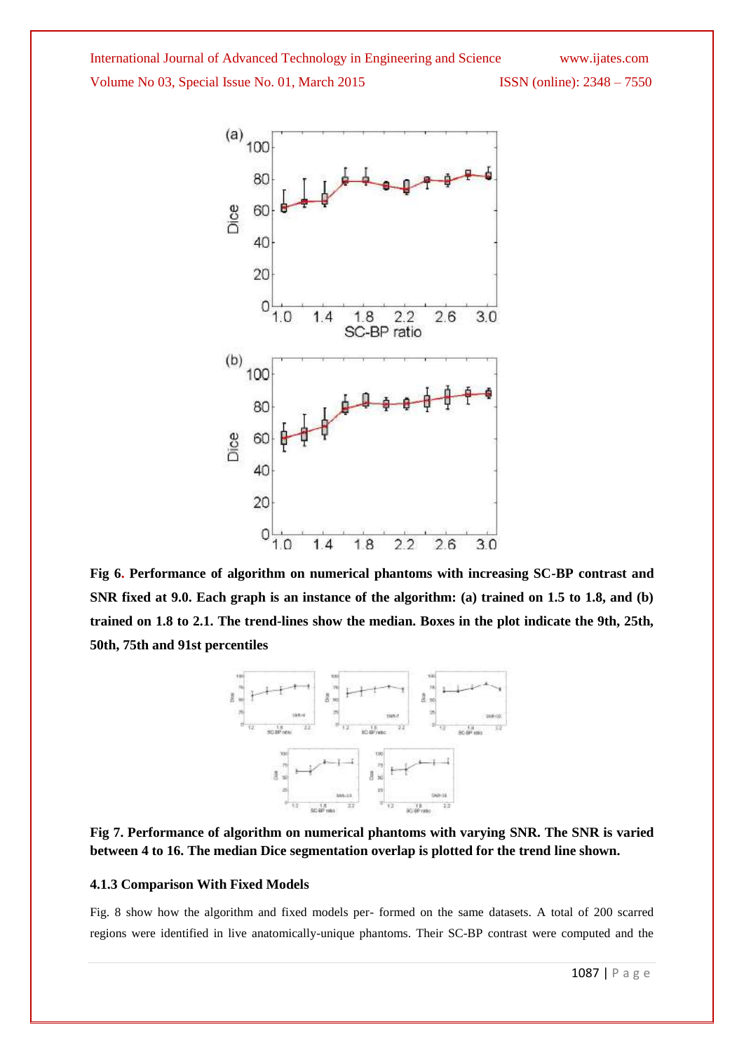**Fig 6. Performance of algorithm on numerical phantoms with increasing SC-BP contrast and SNR fixed at 9.0. Each graph is an instance of the algorithm: (a) trained on 1.5 to 1.8, and (b) trained on 1.8 to 2.1. The trend-lines show the median. Boxes in the plot indicate the 9th, 25th, 50th, 75th and 91st percentiles**

**Fig 7. Performance of algorithm on numerical phantoms with varying SNR. The SNR is varied between 4 to 16. The median Dice segmentation overlap is plotted for the trend line shown.**

#### 4.1.3 Comparison With Fixed Models

Fig. 8 show how the algorithm and fixed models per- formed on the same datasets. A total of 200 scarred regions were identified in live anatomically-unique phantoms. Their SC-BP contrast were computed and the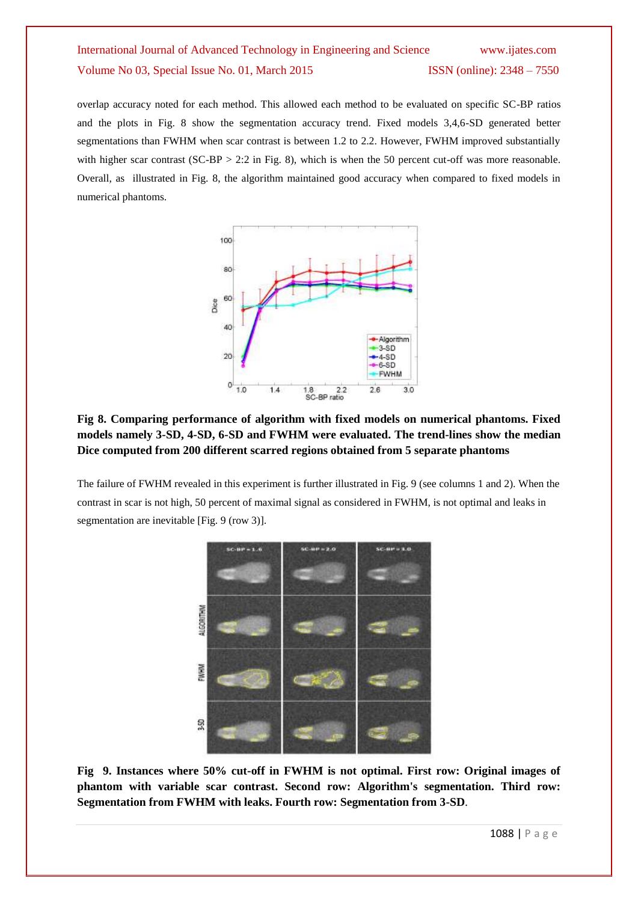overlap accuracy noted for each method. This allowed each method to be evaluated on specific SC-BP ratios and the plots in Fig. 8 show the segmentation accuracy trend. Fixed models 3,4,6-SD generated better segmentations than FWHM when scar contrast is between 1.2 to 2.2. However, FWHM improved substantially with higher scar contrast (SC-BP > 2:2 in Fig. 8), which is when the 50 percent cut-off was more reasonable. Overall, as illustrated in Fig. 8, the algorithm maintained good accuracy when compared to fixed models in numerical phantoms.

**Fig 8. Comparing performance of algorithm with fixed models on numerical phantoms. Fixed models namely 3-SD, 4-SD, 6-SD and FWHM were evaluated. The trend-lines show the median Dice computed from 200 different scarred regions obtained from 5 separate phantoms**

The failure of FWHM revealed in this experiment is further illustrated in Fig. 9 (see columns 1 and 2). When the contrast in scar is not high, 50 percent of maximal signal as considered in FWHM, is not optimal and leaks in segmentation are inevitable [Fig. 9 (row 3)].

**Fig 9. Instances where 50% cut-off in FWHM is not optimal. First row: Original images of phantom with variable scar contrast. Second row: Algorithm's segmentation. Third row: Segmentation from FWHM with leaks. Fourth row: Segmentation from 3-SD.**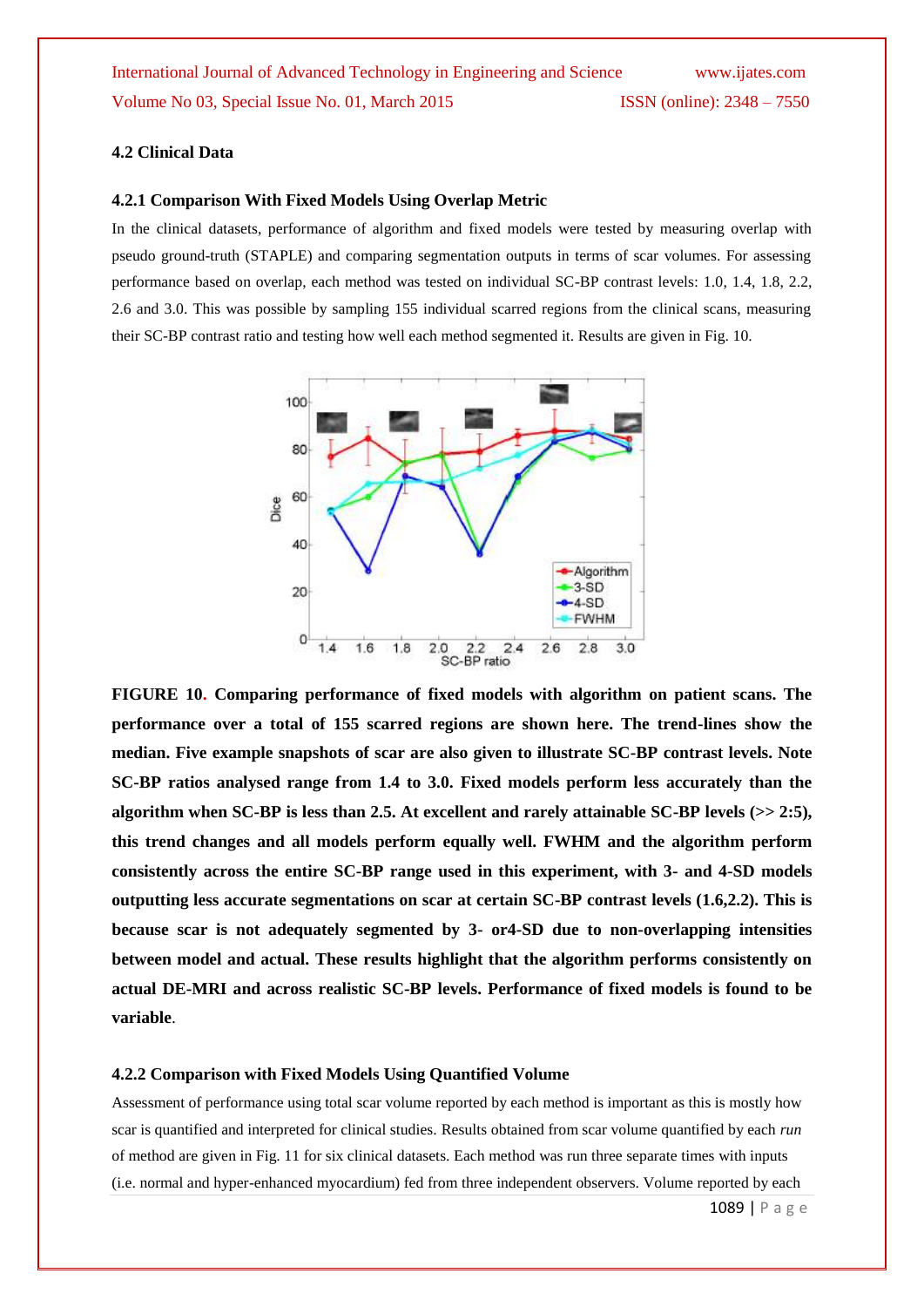### 4.2 Clinical Data

#### 4.2.1 Comparison With Fixed Models Using Overlap Metric

In the clinical datasets, performance of algorithm and fixed models were tested by measuring overlap with pseudo ground-truth (STAPLE) and comparing segmentation outputs in terms of scar volumes. For assessing performance based on overlap, each method was tested on individual SC-BP contrast levels: 1.0, 1.4, 1.8, 2.2, 2.6 and 3.0. This was possible by sampling 155 individual scarred regions from the clinical scans, measuring their SC-BP contrast ratio and testing how well each method segmented it. Results are given in Fig. 10.

**FIGURE 10. Comparing performance of fixed models with algorithm on patient scans. The performance over a total of 155 scarred regions are shown here. The trend-lines show the median. Five example snapshots of scar are also given to illustrate SC-BP contrast levels. Note SC-BP ratios analysed range from 1.4 to 3.0. Fixed models perform less accurately than the algorithm when SC-BP is less than 2.5. At excellent and rarely attainable SC-BP levels (>> 2:5), this trend changes and all models perform equally well. FWHM and the algorithm perform consistently across the entire SC-BP range used in this experiment, with 3- and 4-SD models outputting less accurate segmentations on scar at certain SC-BP contrast levels (1.6,2.2). This is because scar is not adequately segmented by 3- or4-SD due to non-overlapping intensities between model and actual. These results highlight that the algorithm performs consistently on actual DE-MRI and across realistic SC-BP levels. Performance of fixed models is found to be variable**.

#### 4.2.2 Comparison with Fixed Models Using Quantified Volume

Assessment of performance using total scar volume reported by each method is important as this is mostly how scar is quantified and interpreted for clinical studies. Results obtained from scar volume quantified by each *run* of method are given in Fig. 11 for six clinical datasets. Each method was run three separate times with inputs (i.e. normal and hyper-enhanced myocardium) fed from three independent observers. Volume reported by each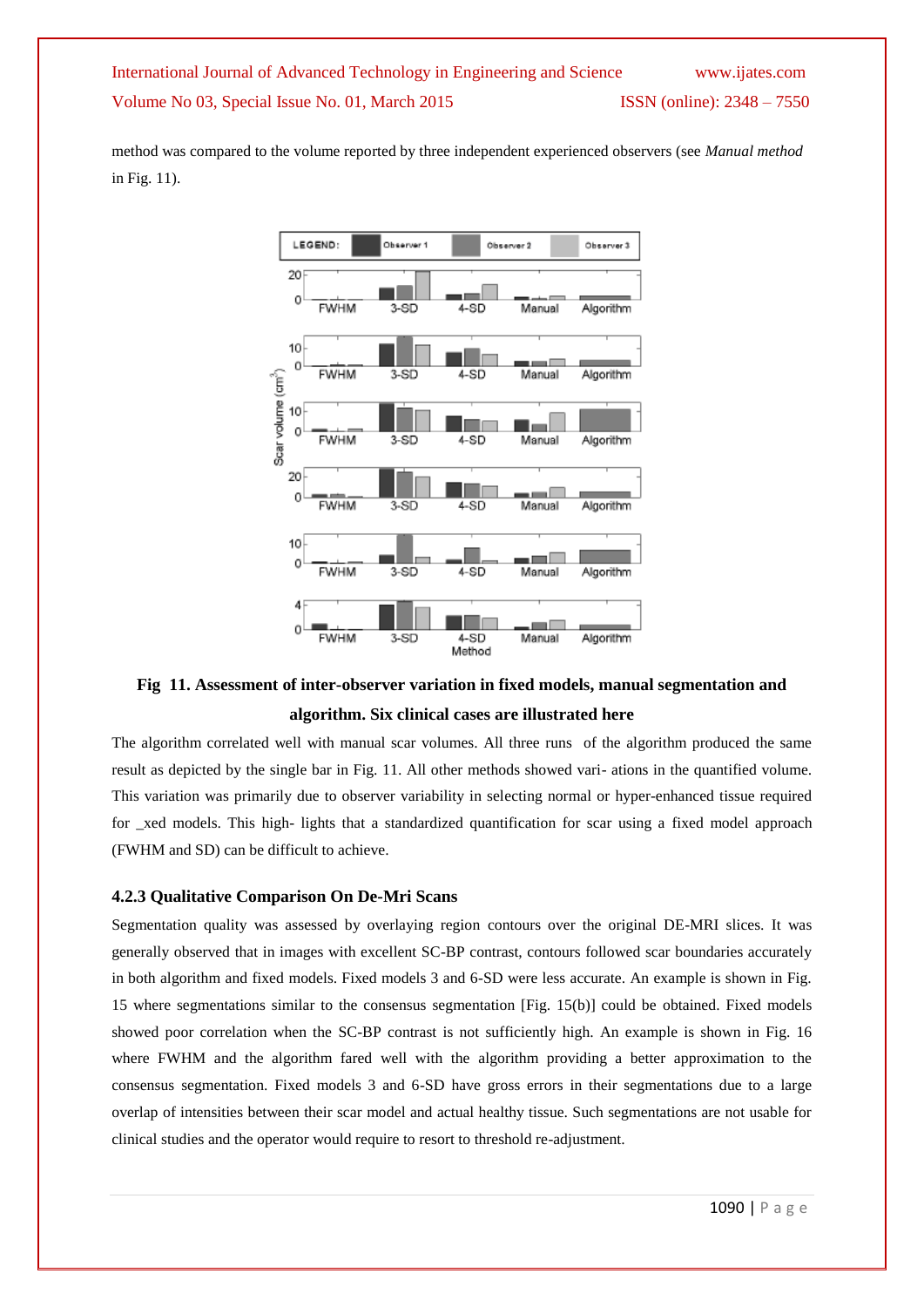method was compared to the volume reported by three independent experienced observers (see *Manual method* in Fig. 11).

**Fig 11. Assessment of inter-observer variation in fixed models, manual segmentation and algorithm. Six clinical cases are illustrated here**

The algorithm correlated well with manual scar volumes. All three runs of the algorithm produced the same result as depicted by the single bar in Fig. 11. All other methods showed vari- ations in the quantified volume. This variation was primarily due to observer variability in selecting normal or hyper-enhanced tissue required for _xed models. This high- lights that a standardized quantification for scar using a fixed model approach (FWHM and SD) can be difficult to achieve.

### 4.2.3 Qualitative Comparison On De-Mri Scans

Segmentation quality was assessed by overlaying region contours over the original DE-MRI slices. It was generally observed that in images with excellent SC-BP contrast, contours followed scar boundaries accurately in both algorithm and fixed models. Fixed models 3 and 6-SD were less accurate. An example is shown in Fig. 15 where segmentations similar to the consensus segmentation [Fig. 15(b)] could be obtained. Fixed models showed poor correlation when the SC-BP contrast is not sufficiently high. An example is shown in Fig. 16 where FWHM and the algorithm fared well with the algorithm providing a better approximation to the consensus segmentation. Fixed models 3 and 6-SD have gross errors in their segmentations due to a large overlap of intensities between their scar model and actual healthy tissue. Such segmentations are not usable for clinical studies and the operator would require to resort to threshold re-adjustment.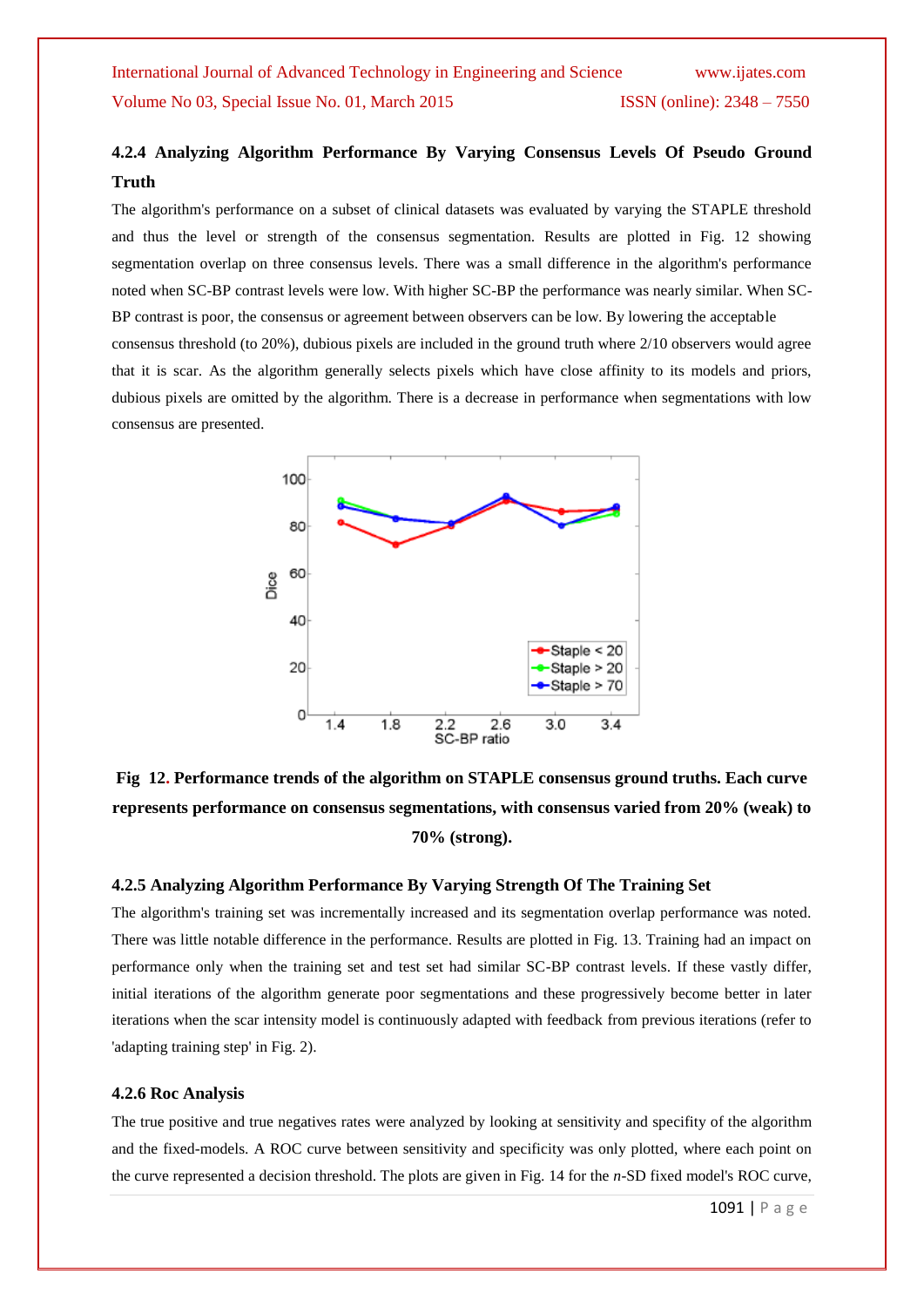#### 4.2.4 Analyzing Algorithm Performance By Varying Consensus Levels Of Pseudo Ground Truth

The algorithm's performance on a subset of clinical datasets was evaluated by varying the STAPLE threshold and thus the level or strength of the consensus segmentation. Results are plotted in Fig. 12 showing segmentation overlap on three consensus levels. There was a small difference in the algorithm's performance noted when SC-BP contrast levels were low. With higher SC-BP the performance was nearly similar. When SC-BP contrast is poor, the consensus or agreement between observers can be low. By lowering the acceptable consensus threshold (to 20%), dubious pixels are included in the ground truth where 2/10 observers would agree that it is scar. As the algorithm generally selects pixels which have close affinity to its models and priors, dubious pixels are omitted by the algorithm. There is a decrease in performance when segmentations with low consensus are presented.

**Fig 12. Performance trends of the algorithm on STAPLE consensus ground truths. Each curve represents performance on consensus segmentations, with consensus varied from 20% (weak) to 70% (strong).**

#### 4.2.5 Analyzing Algorithm Performance By Varying Strength Of The Training Set

The algorithm's training set was incrementally increased and its segmentation overlap performance was noted. There was little notable difference in the performance. Results are plotted in Fig. 13. Training had an impact on performance only when the training set and test set had similar SC-BP contrast levels. If these vastly differ, initial iterations of the algorithm generate poor segmentations and these progressively become better in later iterations when the scar intensity model is continuously adapted with feedback from previous iterations (refer to 'adapting training step' in Fig. 2).

#### 4.2.6 Roc Analysis

The true positive and true negatives rates were analyzed by looking at sensitivity and specifity of the algorithm and the fixed-models. A ROC curve between sensitivity and specificity was only plotted, where each point on the curve represented a decision threshold. The plots are given in Fig. 14 for the *n*-SD fixed model's ROC curve,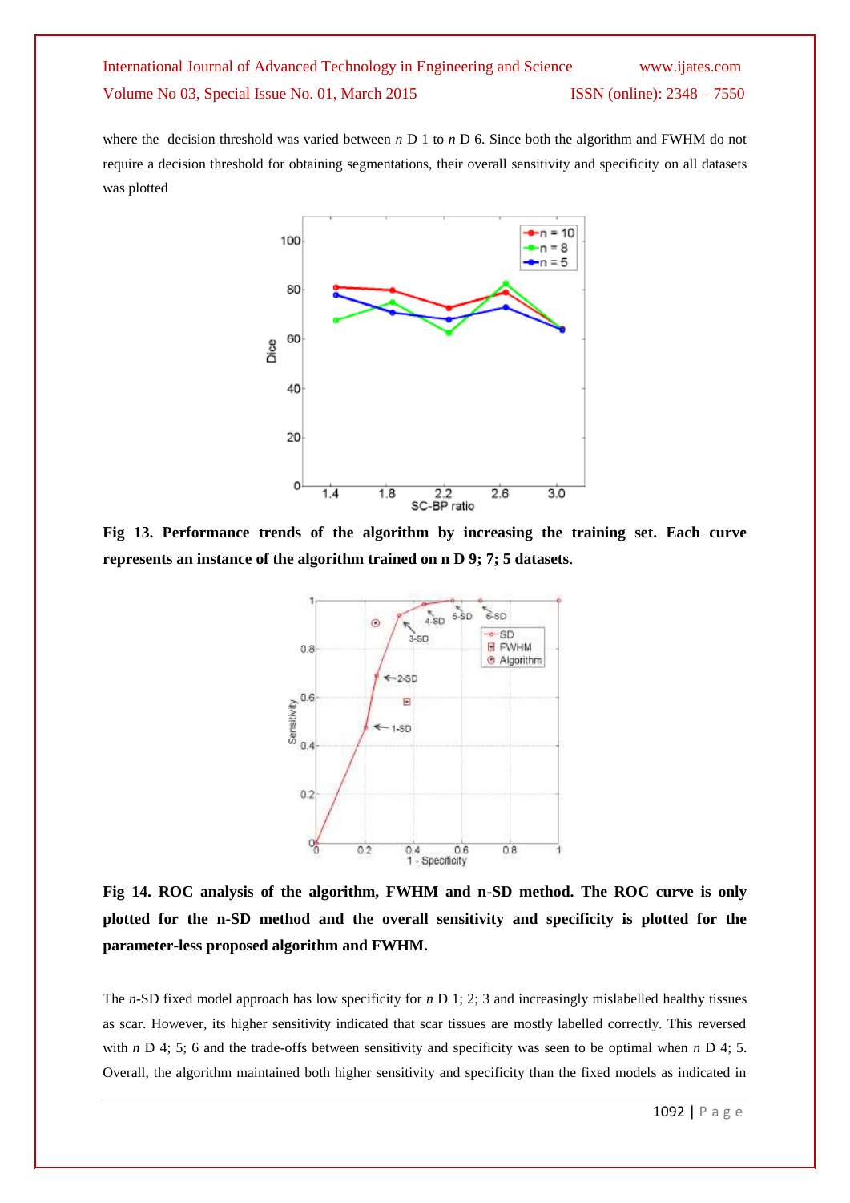where the decision threshold was varied between $n$ D 1 to $n$ D 6. Since both the algorithm and FWHM do not require a decision threshold for obtaining segmentations, their overall sensitivity and specificity on all datasets was plotted

**Fig 13. Performance trends of the algorithm by increasing the training set. Each curve represents an instance of the algorithm trained on n D 9; 7; 5 datasets**.

**Fig 14. ROC analysis of the algorithm, FWHM and n-SD method. The ROC curve is only plotted for the n-SD method and the overall sensitivity and specificity is plotted for the parameter-less proposed algorithm and FWHM.**

The $n$-SD fixed model approach has low specificity for $n$ D 1; 2; 3 and increasingly mislabelled healthy tissues as scar. However, its higher sensitivity indicated that scar tissues are mostly labelled correctly. This reversed with $n$ D 4; 5; 6 and the trade-offs between sensitivity and specificity was seen to be optimal when $n$ D 4; 5. Overall, the algorithm maintained both higher sensitivity and specificity than the fixed models as indicated in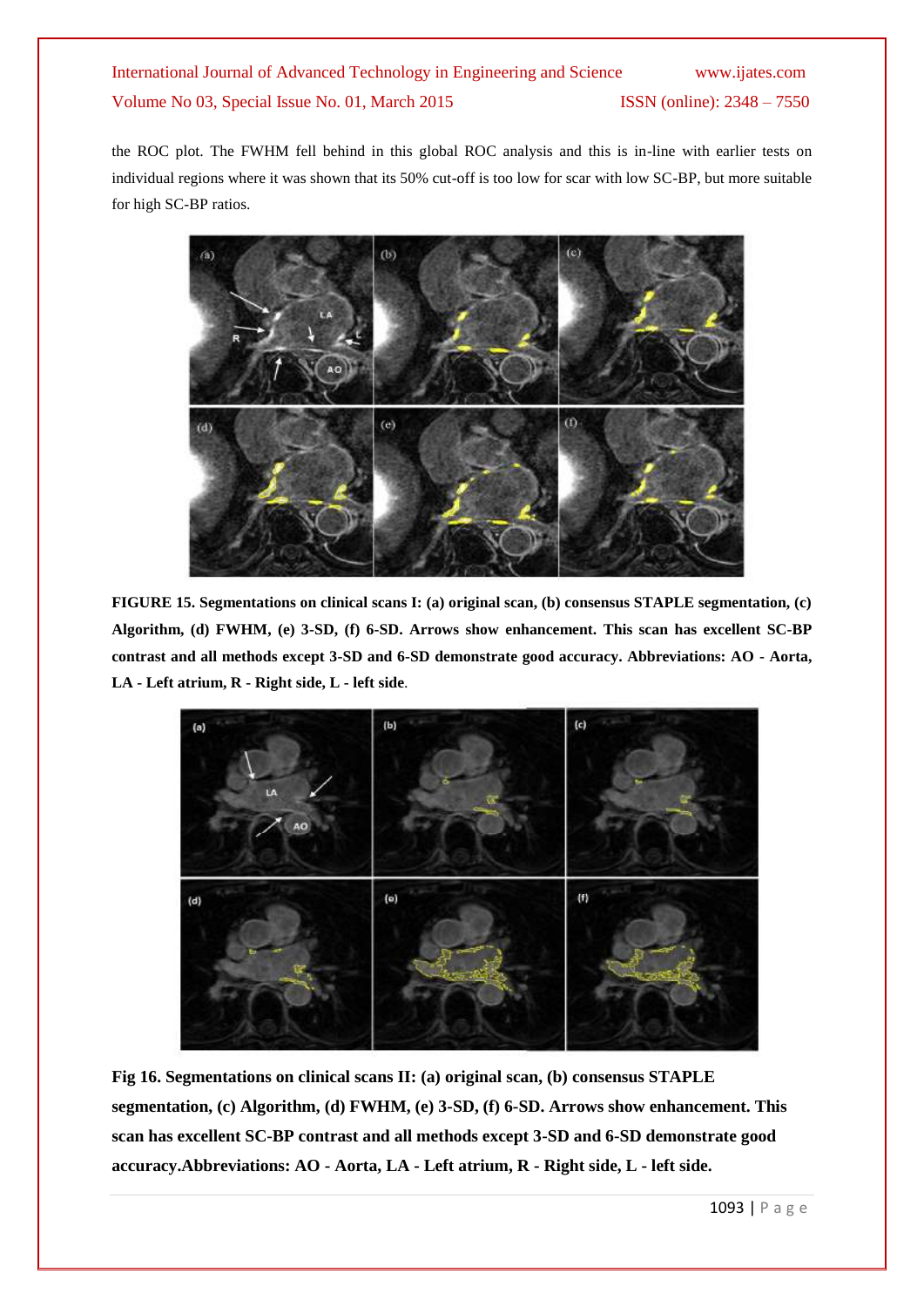the ROC plot. The FWHM fell behind in this global ROC analysis and this is in-line with earlier tests on individual regions where it was shown that its 50% cut-off is too low for scar with low SC-BP, but more suitable for high SC-BP ratios.

**FIGURE 15. Segmentations on clinical scans I: (a) original scan, (b) consensus STAPLE segmentation, (c) Algorithm, (d) FWHM, (e) 3-SD, (f) 6-SD. Arrows show enhancement. This scan has excellent SC-BP contrast and all methods except 3-SD and 6-SD demonstrate good accuracy. Abbreviations: AO - Aorta, LA - Left atrium, R - Right side, L - left side**.

**Fig 16. Segmentations on clinical scans II: (a) original scan, (b) consensus STAPLE segmentation, (c) Algorithm, (d) FWHM, (e) 3-SD, (f) 6-SD. Arrows show enhancement. This scan has excellent SC-BP contrast and all methods except 3-SD and 6-SD demonstrate good accuracy.Abbreviations: AO - Aorta, LA - Left atrium, R - Right side, L - left side.**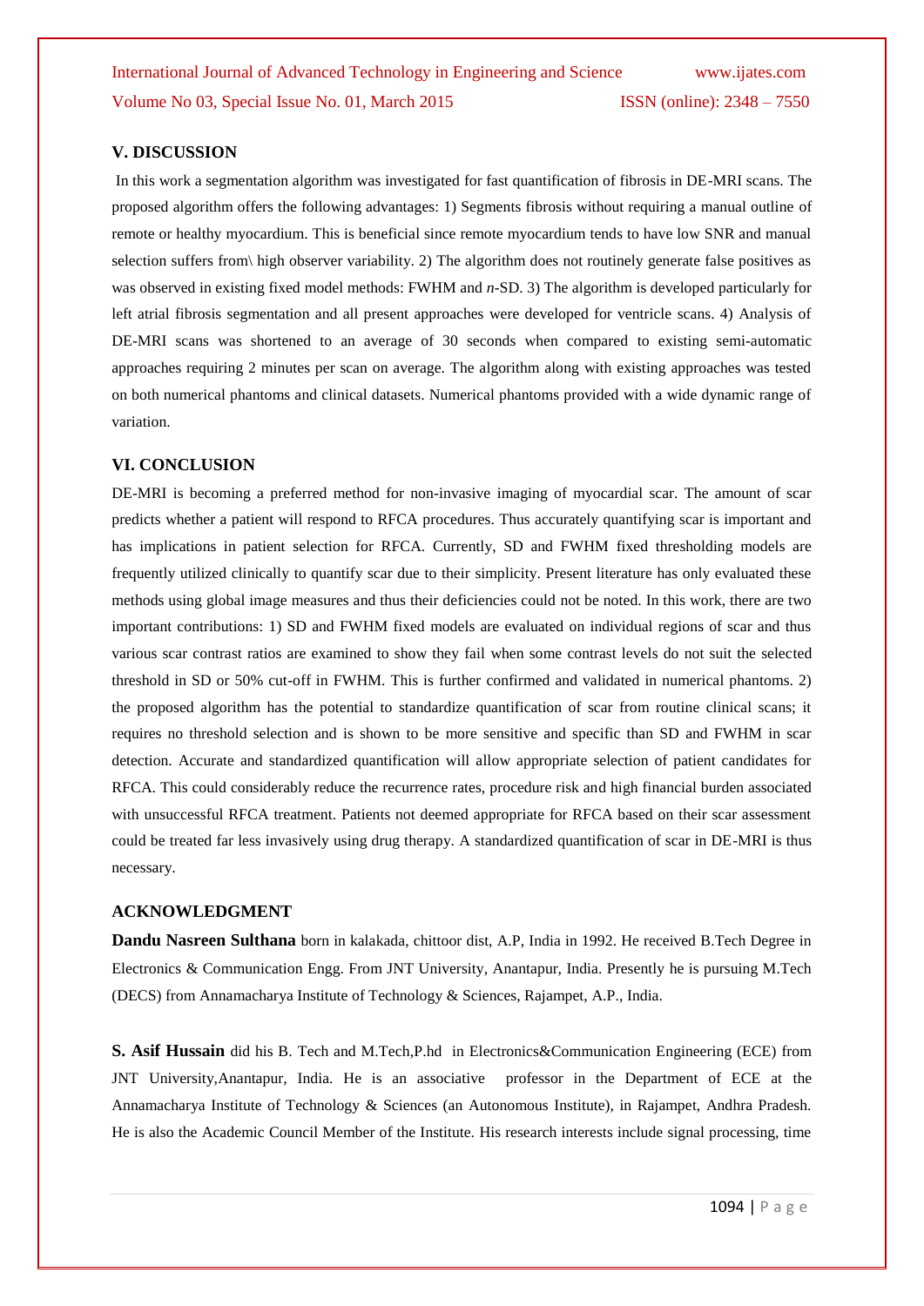## V. DISCUSSION

In this work a segmentation algorithm was investigated for fast quantification of fibrosis in DE-MRI scans. The proposed algorithm offers the following advantages: 1) Segments fibrosis without requiring a manual outline of remote or healthy myocardium. This is beneficial since remote myocardium tends to have low SNR and manual selection suffers from\ high observer variability. 2) The algorithm does not routinely generate false positives as was observed in existing fixed model methods: FWHM and *n*-SD. 3) The algorithm is developed particularly for left atrial fibrosis segmentation and all present approaches were developed for ventricle scans. 4) Analysis of DE-MRI scans was shortened to an average of 30 seconds when compared to existing semi-automatic approaches requiring 2 minutes per scan on average. The algorithm along with existing approaches was tested on both numerical phantoms and clinical datasets. Numerical phantoms provided with a wide dynamic range of variation.

## VI. CONCLUSION

DE-MRI is becoming a preferred method for non-invasive imaging of myocardial scar. The amount of scar predicts whether a patient will respond to RFCA procedures. Thus accurately quantifying scar is important and has implications in patient selection for RFCA. Currently, SD and FWHM fixed thresholding models are frequently utilized clinically to quantify scar due to their simplicity. Present literature has only evaluated these methods using global image measures and thus their deficiencies could not be noted. In this work, there are two important contributions: 1) SD and FWHM fixed models are evaluated on individual regions of scar and thus various scar contrast ratios are examined to show they fail when some contrast levels do not suit the selected threshold in SD or 50% cut-off in FWHM. This is further confirmed and validated in numerical phantoms. 2) the proposed algorithm has the potential to standardize quantification of scar from routine clinical scans; it requires no threshold selection and is shown to be more sensitive and specific than SD and FWHM in scar detection. Accurate and standardized quantification will allow appropriate selection of patient candidates for RFCA. This could considerably reduce the recurrence rates, procedure risk and high financial burden associated with unsuccessful RFCA treatment. Patients not deemed appropriate for RFCA based on their scar assessment could be treated far less invasively using drug therapy. A standardized quantification of scar in DE-MRI is thus necessary.

## ACKNOWLEDGMENT

**Dandu Nasreen Sulthana** born in kalakada, chittoor dist, A.P, India in 1992. He received B.Tech Degree in Electronics & Communication Engg. From JNT University, Anantapur, India. Presently he is pursuing M.Tech (DECS) from Annamacharya Institute of Technology & Sciences, Rajampet, A.P., India.

**S. Asif Hussain** did his B. Tech and M.Tech,P.hd in Electronics&Communication Engineering (ECE) from JNT University,Anantapur, India. He is an associative professor in the Department of ECE at the Annamacharya Institute of Technology & Sciences (an Autonomous Institute), in Rajampet, Andhra Pradesh. He is also the Academic Council Member of the Institute. His research interests include signal processing, time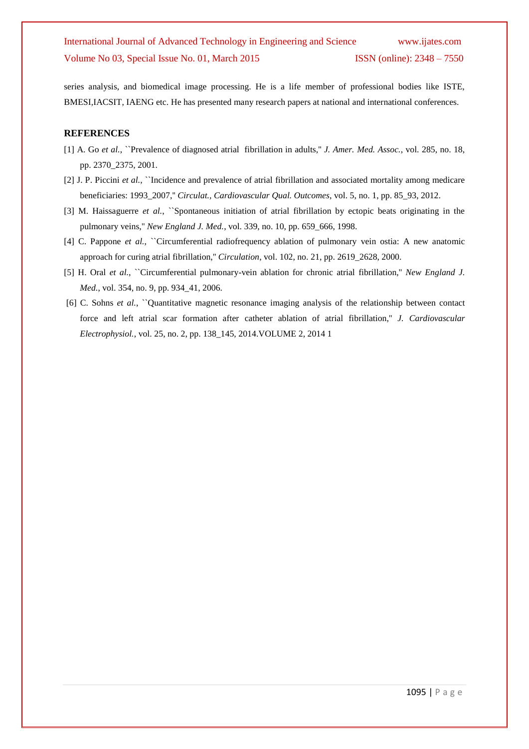series analysis, and biomedical image processing. He is a life member of professional bodies like ISTE, BMESI,IACSIT, IAENG etc. He has presented many research papers at national and international conferences.

## REFERENCES

[1] A. Go *et al.*, ``Prevalence of diagnosed atrial fibrillation in adults,'' *J. Amer. Med. Assoc.*, vol. 285, no. 18, pp. 2370_2375, 2001.

[2] J. P. Piccini *et al.*, ``Incidence and prevalence of atrial fibrillation and associated mortality among medicare beneficiaries: 1993_2007,'' *Circulat., Cardiovascular Qual. Outcomes*, vol. 5, no. 1, pp. 85_93, 2012.

[3] M. Haissaguerre *et al.*, ``Spontaneous initiation of atrial fibrillation by ectopic beats originating in the pulmonary veins,'' *New England J. Med.*, vol. 339, no. 10, pp. 659_666, 1998.

[4] C. Pappone *et al.*, ``Circumferential radiofrequency ablation of pulmonary vein ostia: A new anatomic approach for curing atrial fibrillation,'' *Circulation*, vol. 102, no. 21, pp. 2619_2628, 2000.

[5] H. Oral *et al.*, ``Circumferential pulmonary-vein ablation for chronic atrial fibrillation,'' *New England J. Med.*, vol. 354, no. 9, pp. 934_41, 2006.

[6] C. Sohns *et al.*, ``Quantitative magnetic resonance imaging analysis of the relationship between contact force and left atrial scar formation after catheter ablation of atrial fibrillation,'' *J. Cardiovascular Electrophysiol.*, vol. 25, no. 2, pp. 138_145, 2014.VOLUME 2, 2014 1